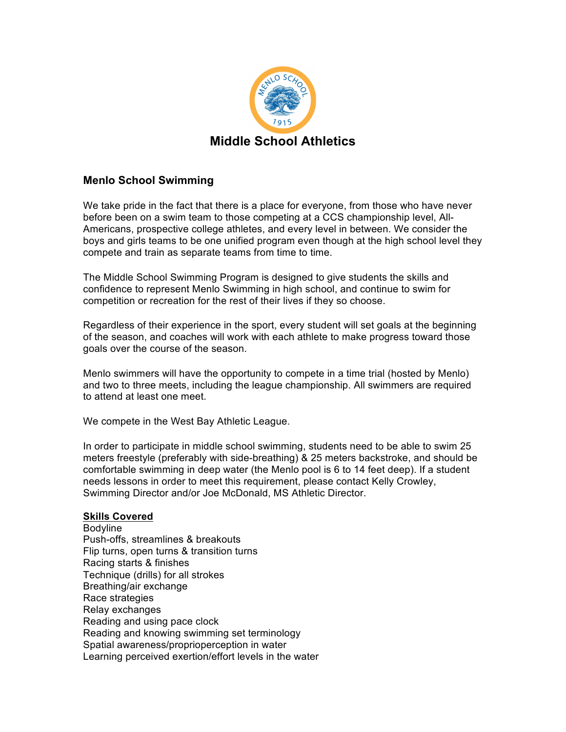# Middle School Athletics

## Menlo School Swimming

We take pride in the fact that there is a place for everyone, from those who have never before been on a swim team to those competing at a CCS championship level, All-Americans, prospective college athletes, and every level in between. We consider the boys and girls teams to be one unified program even though at the high school level they compete and train as separate teams from time to time.

The Middle School Swimming Program is designed to give students the skills and confidence to represent Menlo Swimming in high school, and continue to swim for competition or recreation for the rest of their lives if they so choose.

Regardless of their experience in the sport, every student will set goals at the beginning of the season, and coaches will work with each athlete to make progress toward those goals over the course of the season.

Menlo swimmers will have the opportunity to compete in a time trial (hosted by Menlo) and two to three meets, including the league championship. All swimmers are required to attend at least one meet.

We compete in the West Bay Athletic League.

In order to participate in middle school swimming, students need to be able to swim 25 meters freestyle (preferably with side-breathing) & 25 meters backstroke, and should be comfortable swimming in deep water (the Menlo pool is 6 to 14 feet deep). If a student needs lessons in order to meet this requirement, please contact Kelly Crowley, Swimming Director and/or Joe McDonald, MS Athletic Director.

**Skills Covered**

Bodyline
Push-offs, streamlines & breakouts
Flip turns, open turns & transition turns
Racing starts & finishes
Technique (drills) for all strokes
Breathing/air exchange
Race strategies
Relay exchanges
Reading and using pace clock
Reading and knowing swimming set terminology
Spatial awareness/proprioperception in water
Learning perceived exertion/effort levels in the water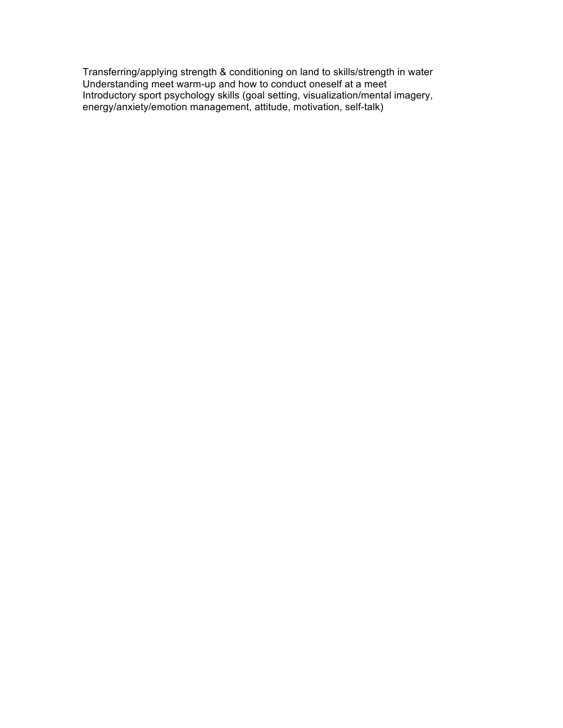Transferring/applying strength & conditioning on land to skills/strength in water
Understanding meet warm-up and how to conduct oneself at a meet
Introductory sport psychology skills (goal setting, visualization/mental imagery, energy/anxiety/emotion management, attitude, motivation, self-talk)